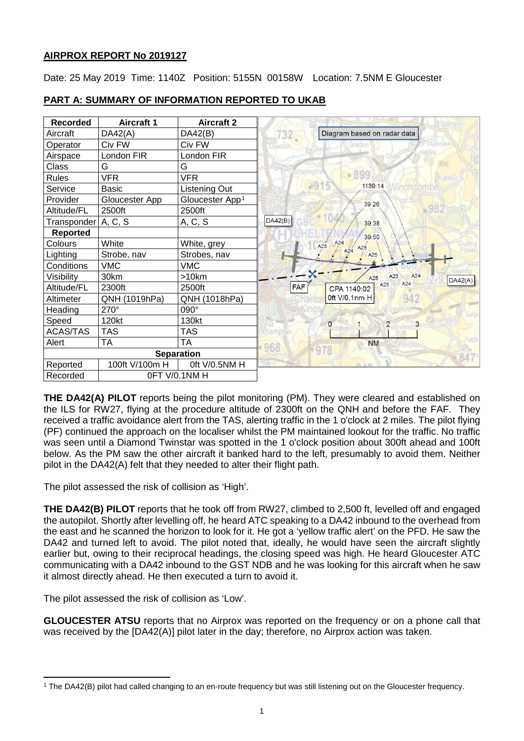## AIRPROX REPORT No 2019127

Date: 25 May 2019 Time: 1140Z Position: 5155N 00158W Location: 7.5NM E Gloucester

## PART A: SUMMARY OF INFORMATION REPORTED TO UKAB

| Recorded | Aircraft 1 | Aircraft 2 |
|---|---|---|
| Aircraft | DA42(A) | DA42(B) |
| Operator | Civ FW | Civ FW |
| Airspace | London FIR | London FIR |
| Class | G | G |
| Rules | VFR | VFR |
| Service | Basic | Listening Out |
| Provider | Gloucester App | Gloucester App[1] |
| Altitude/FL | 2500ft | 2500ft |
| Transponder | A, C, S | A, C, S |
| **Reported** | | |
| Colours | White | White, grey |
| Lighting | Strobe, nav | Strobes, nav |
| Conditions | VMC | VMC |
| Visibility | 30km | >10km |
| Altitude/FL | 2300ft | 2500ft |
| Altimeter | QNH (1019hPa) | QNH (1018hPa) |
| Heading | 270° | 090° |
| Speed | 120kt | 130kt |
| ACAS/TAS | TAS | TAS |
| Alert | TA | TA |
| **Separation** | | |
| Reported | 100ft V/100m H | 0ft V/0.5NM H |
| Recorded | 0FT V/0.1NM H | |

Diagram based on radar data

**THE DA42(A) PILOT** reports being the pilot monitoring (PM). They were cleared and established on the ILS for RW27, flying at the procedure altitude of 2300ft on the QNH and before the FAF. They received a traffic avoidance alert from the TAS, alerting traffic in the 1 o'clock at 2 miles. The pilot flying (PF) continued the approach on the localiser whilst the PM maintained lookout for the traffic. No traffic was seen until a Diamond Twinstar was spotted in the 1 o'clock position about 300ft ahead and 100ft below. As the PM saw the other aircraft it banked hard to the left, presumably to avoid them. Neither pilot in the DA42(A) felt that they needed to alter their flight path.

The pilot assessed the risk of collision as 'High'.

**THE DA42(B) PILOT** reports that he took off from RW27, climbed to 2,500 ft, levelled off and engaged the autopilot. Shortly after levelling off, he heard ATC speaking to a DA42 inbound to the overhead from the east and he scanned the horizon to look for it. He got a 'yellow traffic alert' on the PFD. He saw the DA42 and turned left to avoid. The pilot noted that, ideally, he would have seen the aircraft slightly earlier but, owing to their reciprocal headings, the closing speed was high. He heard Gloucester ATC communicating with a DA42 inbound to the GST NDB and he was looking for this aircraft when he saw it almost directly ahead. He then executed a turn to avoid it.

The pilot assessed the risk of collision as 'Low'.

**GLOUCESTER ATSU** reports that no Airprox was reported on the frequency or on a phone call that was received by the [DA42(A)] pilot later in the day; therefore, no Airprox action was taken.

[1] The DA42(B) pilot had called changing to an en-route frequency but was still listening out on the Gloucester frequency.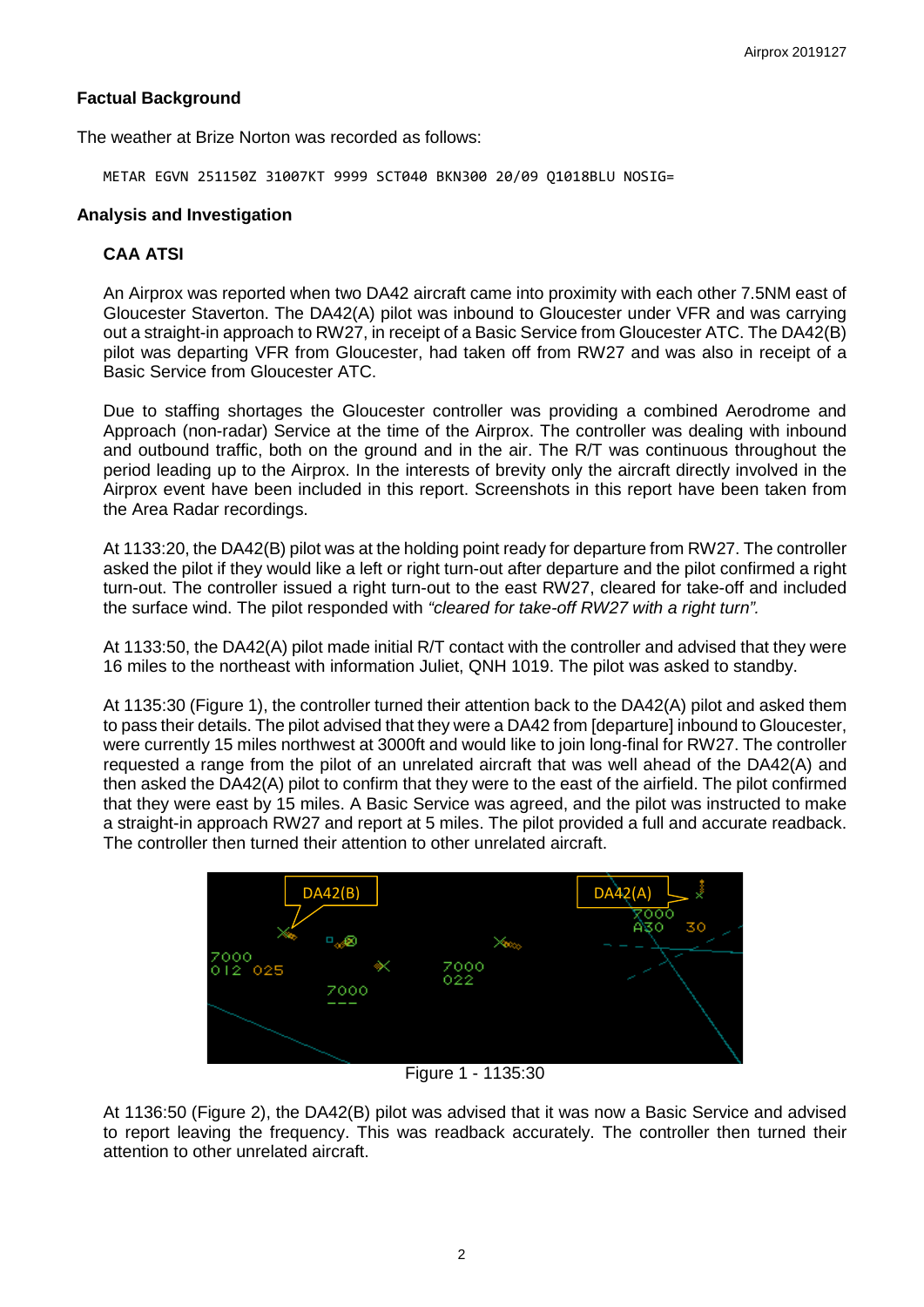**Factual Background**

The weather at Brize Norton was recorded as follows:

```
METAR EGVN 251150Z 31007KT 9999 SCT040 BKN300 20/09 Q1018BLU NOSIG=
```

**Analysis and Investigation**

**CAA ATSI**

An Airprox was reported when two DA42 aircraft came into proximity with each other 7.5NM east of Gloucester Staverton. The DA42(A) pilot was inbound to Gloucester under VFR and was carrying out a straight-in approach to RW27, in receipt of a Basic Service from Gloucester ATC. The DA42(B) pilot was departing VFR from Gloucester, had taken off from RW27 and was also in receipt of a Basic Service from Gloucester ATC.

Due to staffing shortages the Gloucester controller was providing a combined Aerodrome and Approach (non-radar) Service at the time of the Airprox. The controller was dealing with inbound and outbound traffic, both on the ground and in the air. The R/T was continuous throughout the period leading up to the Airprox. In the interests of brevity only the aircraft directly involved in the Airprox event have been included in this report. Screenshots in this report have been taken from the Area Radar recordings.

At 1133:20, the DA42(B) pilot was at the holding point ready for departure from RW27. The controller asked the pilot if they would like a left or right turn-out after departure and the pilot confirmed a right turn-out. The controller issued a right turn-out to the east RW27, cleared for take-off and included the surface wind. The pilot responded with *"cleared for take-off RW27 with a right turn".*

At 1133:50, the DA42(A) pilot made initial R/T contact with the controller and advised that they were 16 miles to the northeast with information Juliet, QNH 1019. The pilot was asked to standby.

At 1135:30 (Figure 1), the controller turned their attention back to the DA42(A) pilot and asked them to pass their details. The pilot advised that they were a DA42 from [departure] inbound to Gloucester, were currently 15 miles northwest at 3000ft and would like to join long-final for RW27. The controller requested a range from the pilot of an unrelated aircraft that was well ahead of the DA42(A) and then asked the DA42(A) pilot to confirm that they were to the east of the airfield. The pilot confirmed that they were east by 15 miles. A Basic Service was agreed, and the pilot was instructed to make a straight-in approach RW27 and report at 5 miles. The pilot provided a full and accurate readback. The controller then turned their attention to other unrelated aircraft.

Figure 1 - 1135:30

At 1136:50 (Figure 2), the DA42(B) pilot was advised that it was now a Basic Service and advised to report leaving the frequency. This was readback accurately. The controller then turned their attention to other unrelated aircraft.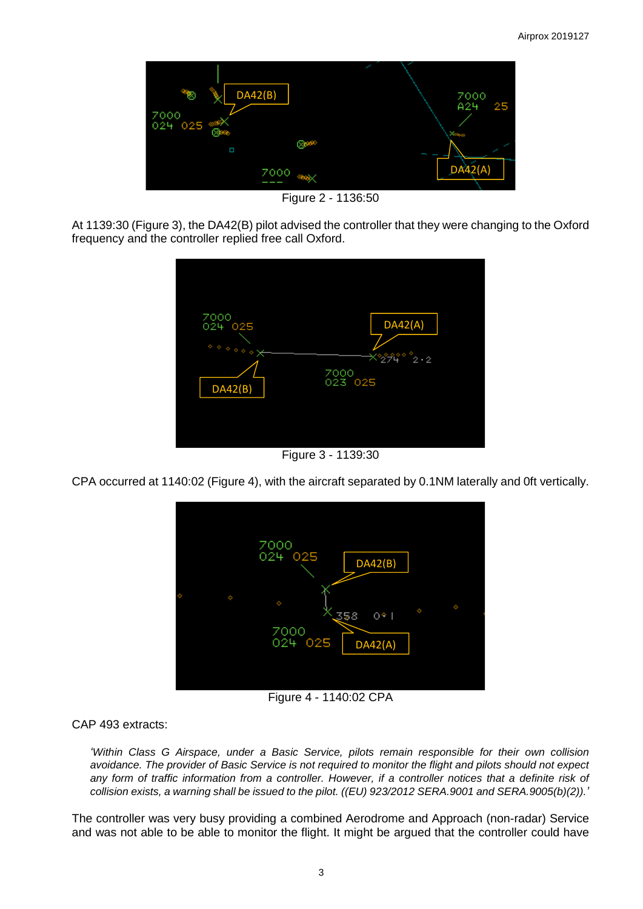Figure 2 - 1136:50

At 1139:30 (Figure 3), the DA42(B) pilot advised the controller that they were changing to the Oxford frequency and the controller replied free call Oxford.

Figure 3 - 1139:30

CPA occurred at 1140:02 (Figure 4), with the aircraft separated by 0.1NM laterally and 0ft vertically.

Figure 4 - 1140:02 CPA

CAP 493 extracts:

> *'Within Class G Airspace, under a Basic Service, pilots remain responsible for their own collision avoidance. The provider of Basic Service is not required to monitor the flight and pilots should not expect any form of traffic information from a controller. However, if a controller notices that a definite risk of collision exists, a warning shall be issued to the pilot. ((EU) 923/2012 SERA.9001 and SERA.9005(b)(2)).'*

The controller was very busy providing a combined Aerodrome and Approach (non-radar) Service and was not able to be able to monitor the flight. It might be argued that the controller could have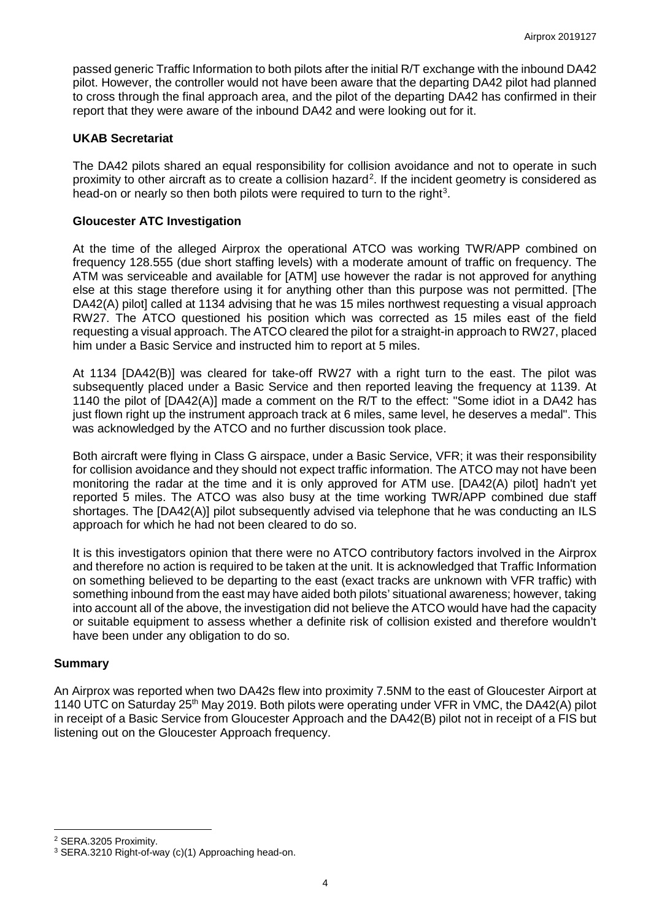passed generic Traffic Information to both pilots after the initial R/T exchange with the inbound DA42 pilot. However, the controller would not have been aware that the departing DA42 pilot had planned to cross through the final approach area, and the pilot of the departing DA42 has confirmed in their report that they were aware of the inbound DA42 and were looking out for it.

### UKAB Secretariat

The DA42 pilots shared an equal responsibility for collision avoidance and not to operate in such proximity to other aircraft as to create a collision hazard[2]. If the incident geometry is considered as head-on or nearly so then both pilots were required to turn to the right[3].

### Gloucester ATC Investigation

At the time of the alleged Airprox the operational ATCO was working TWR/APP combined on frequency 128.555 (due short staffing levels) with a moderate amount of traffic on frequency. The ATM was serviceable and available for [ATM] use however the radar is not approved for anything else at this stage therefore using it for anything other than this purpose was not permitted. [The DA42(A) pilot] called at 1134 advising that he was 15 miles northwest requesting a visual approach RW27. The ATCO questioned his position which was corrected as 15 miles east of the field requesting a visual approach. The ATCO cleared the pilot for a straight-in approach to RW27, placed him under a Basic Service and instructed him to report at 5 miles.

At 1134 [DA42(B)] was cleared for take-off RW27 with a right turn to the east. The pilot was subsequently placed under a Basic Service and then reported leaving the frequency at 1139. At 1140 the pilot of [DA42(A)] made a comment on the R/T to the effect: "Some idiot in a DA42 has just flown right up the instrument approach track at 6 miles, same level, he deserves a medal". This was acknowledged by the ATCO and no further discussion took place.

Both aircraft were flying in Class G airspace, under a Basic Service, VFR; it was their responsibility for collision avoidance and they should not expect traffic information. The ATCO may not have been monitoring the radar at the time and it is only approved for ATM use. [DA42(A) pilot] hadn't yet reported 5 miles. The ATCO was also busy at the time working TWR/APP combined due staff shortages. The [DA42(A)] pilot subsequently advised via telephone that he was conducting an ILS approach for which he had not been cleared to do so.

It is this investigators opinion that there were no ATCO contributory factors involved in the Airprox and therefore no action is required to be taken at the unit. It is acknowledged that Traffic Information on something believed to be departing to the east (exact tracks are unknown with VFR traffic) with something inbound from the east may have aided both pilots' situational awareness; however, taking into account all of the above, the investigation did not believe the ATCO would have had the capacity or suitable equipment to assess whether a definite risk of collision existed and therefore wouldn't have been under any obligation to do so.

## Summary

An Airprox was reported when two DA42s flew into proximity 7.5NM to the east of Gloucester Airport at 1140 UTC on Saturday 25th May 2019. Both pilots were operating under VFR in VMC, the DA42(A) pilot in receipt of a Basic Service from Gloucester Approach and the DA42(B) pilot not in receipt of a FIS but listening out on the Gloucester Approach frequency.

---

[2] SERA.3205 Proximity.

[3] SERA.3210 Right-of-way (c)(1) Approaching head-on.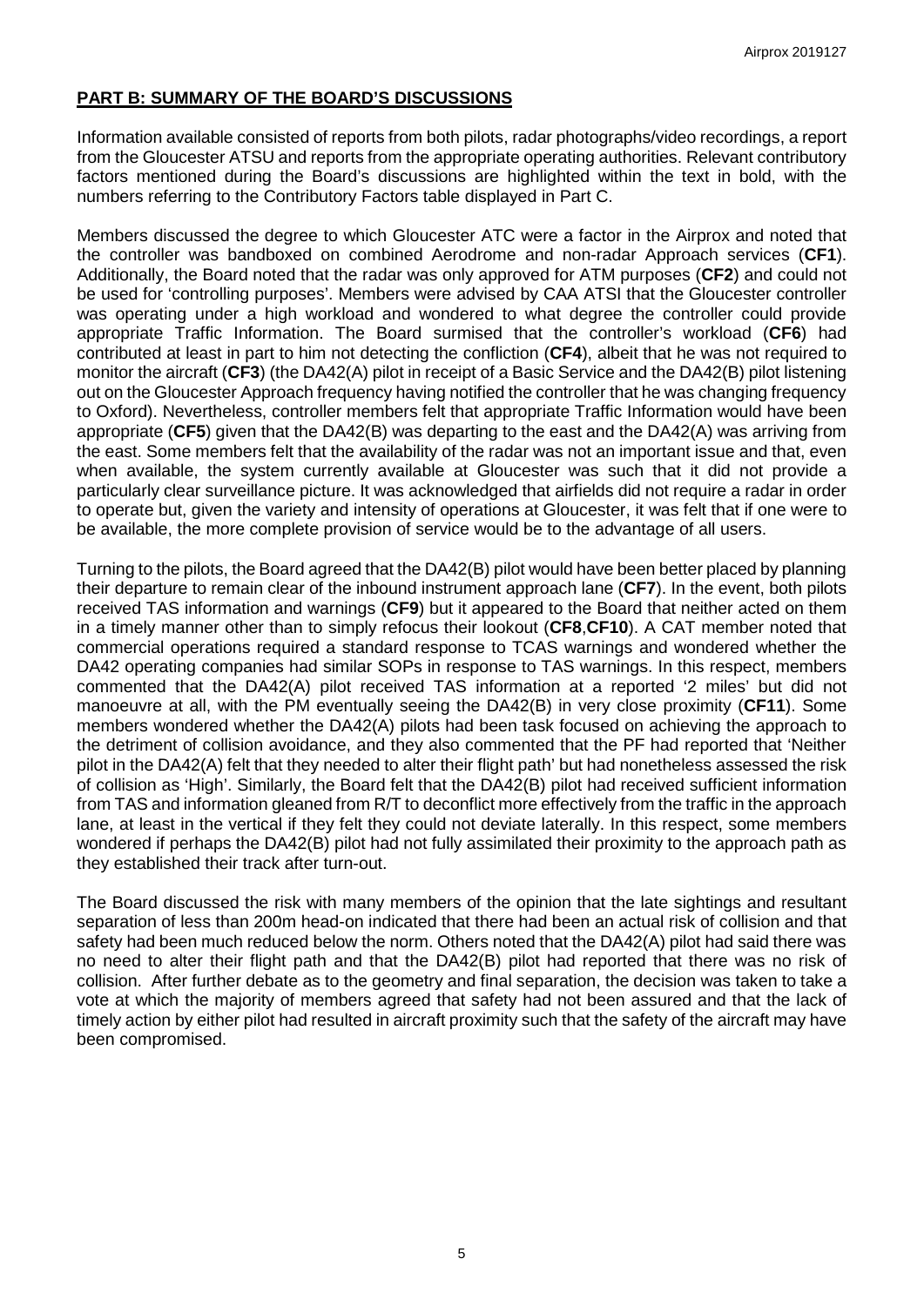## PART B: SUMMARY OF THE BOARD'S DISCUSSIONS

Information available consisted of reports from both pilots, radar photographs/video recordings, a report from the Gloucester ATSU and reports from the appropriate operating authorities. Relevant contributory factors mentioned during the Board's discussions are highlighted within the text in bold, with the numbers referring to the Contributory Factors table displayed in Part C.

Members discussed the degree to which Gloucester ATC were a factor in the Airprox and noted that the controller was bandboxed on combined Aerodrome and non-radar Approach services (**CF1**). Additionally, the Board noted that the radar was only approved for ATM purposes (**CF2**) and could not be used for 'controlling purposes'. Members were advised by CAA ATSI that the Gloucester controller was operating under a high workload and wondered to what degree the controller could provide appropriate Traffic Information. The Board surmised that the controller's workload (**CF6**) had contributed at least in part to him not detecting the confliction (**CF4**), albeit that he was not required to monitor the aircraft (**CF3**) (the DA42(A) pilot in receipt of a Basic Service and the DA42(B) pilot listening out on the Gloucester Approach frequency having notified the controller that he was changing frequency to Oxford). Nevertheless, controller members felt that appropriate Traffic Information would have been appropriate (**CF5**) given that the DA42(B) was departing to the east and the DA42(A) was arriving from the east. Some members felt that the availability of the radar was not an important issue and that, even when available, the system currently available at Gloucester was such that it did not provide a particularly clear surveillance picture. It was acknowledged that airfields did not require a radar in order to operate but, given the variety and intensity of operations at Gloucester, it was felt that if one were to be available, the more complete provision of service would be to the advantage of all users.

Turning to the pilots, the Board agreed that the DA42(B) pilot would have been better placed by planning their departure to remain clear of the inbound instrument approach lane (**CF7**). In the event, both pilots received TAS information and warnings (**CF9**) but it appeared to the Board that neither acted on them in a timely manner other than to simply refocus their lookout (**CF8**,**CF10**). A CAT member noted that commercial operations required a standard response to TCAS warnings and wondered whether the DA42 operating companies had similar SOPs in response to TAS warnings. In this respect, members commented that the DA42(A) pilot received TAS information at a reported '2 miles' but did not manoeuvre at all, with the PM eventually seeing the DA42(B) in very close proximity (**CF11**). Some members wondered whether the DA42(A) pilots had been task focused on achieving the approach to the detriment of collision avoidance, and they also commented that the PF had reported that 'Neither pilot in the DA42(A) felt that they needed to alter their flight path' but had nonetheless assessed the risk of collision as 'High'. Similarly, the Board felt that the DA42(B) pilot had received sufficient information from TAS and information gleaned from R/T to deconflict more effectively from the traffic in the approach lane, at least in the vertical if they felt they could not deviate laterally. In this respect, some members wondered if perhaps the DA42(B) pilot had not fully assimilated their proximity to the approach path as they established their track after turn-out.

The Board discussed the risk with many members of the opinion that the late sightings and resultant separation of less than 200m head-on indicated that there had been an actual risk of collision and that safety had been much reduced below the norm. Others noted that the DA42(A) pilot had said there was no need to alter their flight path and that the DA42(B) pilot had reported that there was no risk of collision. After further debate as to the geometry and final separation, the decision was taken to take a vote at which the majority of members agreed that safety had not been assured and that the lack of timely action by either pilot had resulted in aircraft proximity such that the safety of the aircraft may have been compromised.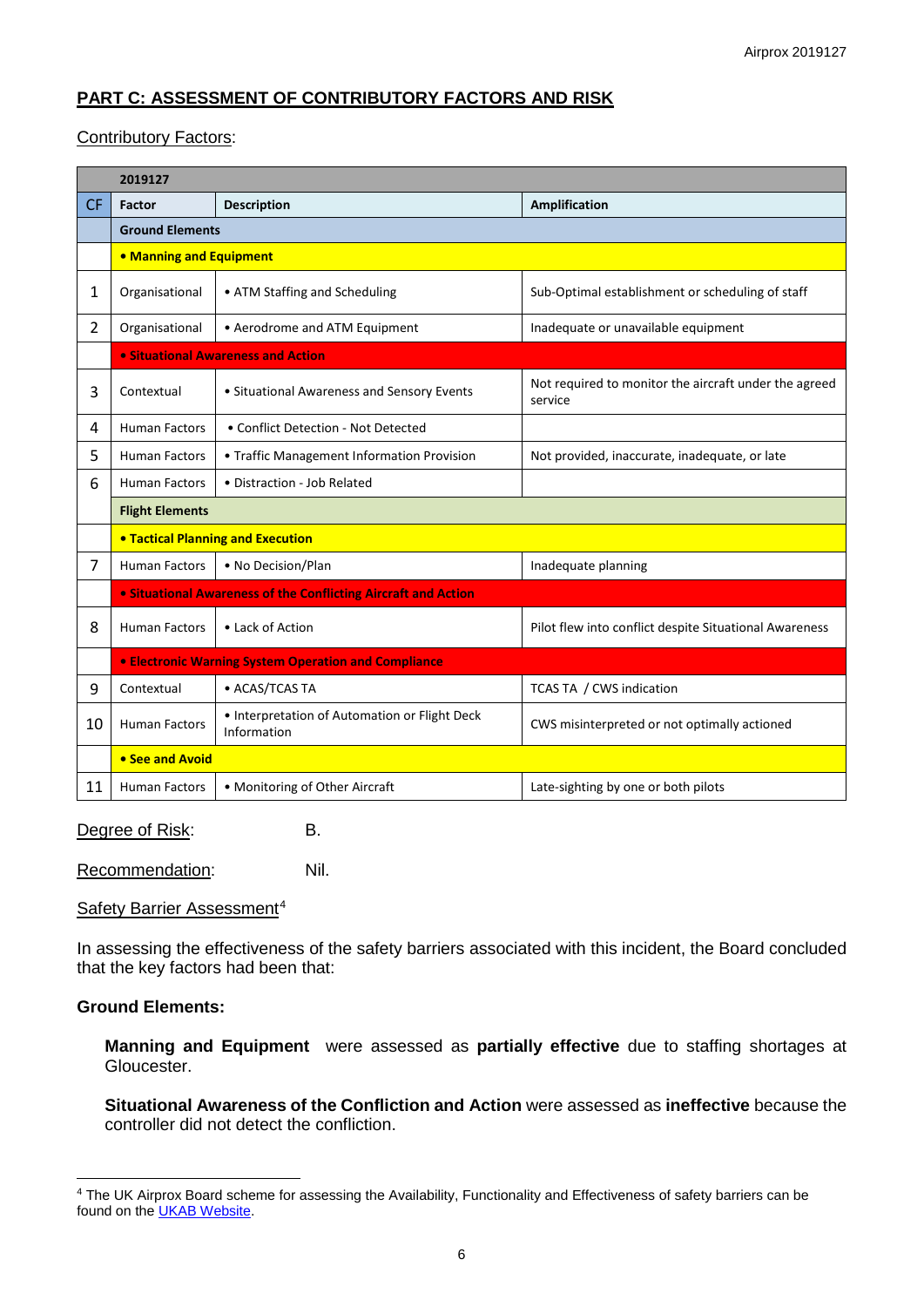## PART C: ASSESSMENT OF CONTRIBUTORY FACTORS AND RISK

Contributory Factors:

| | 2019127 | | |
|---|---|---|---|
| **CF** | **Factor** | **Description** | **Amplification** |
| | **Ground Elements** | | |
| | **• Manning and Equipment** | | |
| 1 | Organisational | • ATM Staffing and Scheduling | Sub-Optimal establishment or scheduling of staff |
| 2 | Organisational | • Aerodrome and ATM Equipment | Inadequate or unavailable equipment |
| | **• Situational Awareness and Action** | | |
| 3 | Contextual | • Situational Awareness and Sensory Events | Not required to monitor the aircraft under the agreed service |
| 4 | Human Factors | • Conflict Detection - Not Detected | |
| 5 | Human Factors | • Traffic Management Information Provision | Not provided, inaccurate, inadequate, or late |
| 6 | Human Factors | • Distraction - Job Related | |
| | **Flight Elements** | | |
| | **• Tactical Planning and Execution** | | |
| 7 | Human Factors | • No Decision/Plan | Inadequate planning |
| | **• Situational Awareness of the Conflicting Aircraft and Action** | | |
| 8 | Human Factors | • Lack of Action | Pilot flew into conflict despite Situational Awareness |
| | **• Electronic Warning System Operation and Compliance** | | |
| 9 | Contextual | • ACAS/TCAS TA | TCAS TA / CWS indication |
| 10 | Human Factors | • Interpretation of Automation or Flight Deck Information | CWS misinterpreted or not optimally actioned |
| | **• See and Avoid** | | |
| 11 | Human Factors | • Monitoring of Other Aircraft | Late-sighting by one or both pilots |

Degree of Risk: B.

Recommendation: Nil.

Safety Barrier Assessment[4]

In assessing the effectiveness of the safety barriers associated with this incident, the Board concluded that the key factors had been that:

**Ground Elements:**

**Manning and Equipment** were assessed as **partially effective** due to staffing shortages at Gloucester.

**Situational Awareness of the Confliction and Action** were assessed as **ineffective** because the controller did not detect the confliction.

[4] The UK Airprox Board scheme for assessing the Availability, Functionality and Effectiveness of safety barriers can be found on the UKAB Website.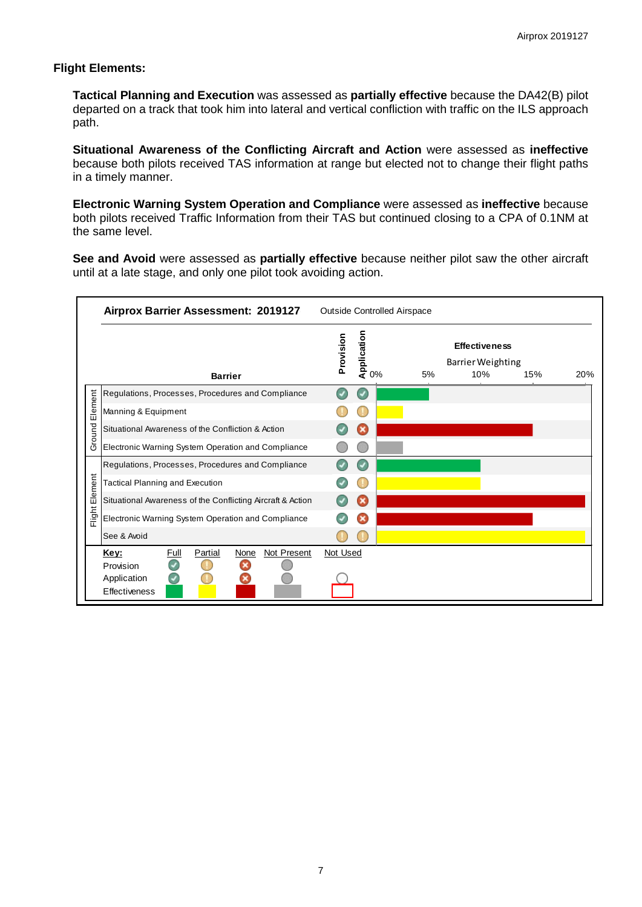**Flight Elements:**

**Tactical Planning and Execution** was assessed as **partially effective** because the DA42(B) pilot departed on a track that took him into lateral and vertical confliction with traffic on the ILS approach path.

**Situational Awareness of the Conflicting Aircraft and Action** were assessed as **ineffective** because both pilots received TAS information at range but elected not to change their flight paths in a timely manner.

**Electronic Warning System Operation and Compliance** were assessed as **ineffective** because both pilots received Traffic Information from their TAS but continued closing to a CPA of 0.1NM at the same level.

**See and Avoid** were assessed as **partially effective** because neither pilot saw the other aircraft until at a late stage, and only one pilot took avoiding action.

**Airprox Barrier Assessment: 2019127** Outside Controlled Airspace

| | Barrier | Provision | Application |
|---|---|---|---|
| Ground Element | Regulations, Processes, Procedures and Compliance | Full | Full |
| | Manning & Equipment | Partial | Partial |
| | Situational Awareness of the Confliction & Action | Full | None |
| | Electronic Warning System Operation and Compliance | Not Present | Not Present |
| Flight Element | Regulations, Processes, Procedures and Compliance | Full | Full |
| | Tactical Planning and Execution | Full | Partial |
| | Situational Awareness of the Conflicting Aircraft & Action | Full | None |
| | Electronic Warning System Operation and Compliance | Full | None |
| | See & Avoid | Partial | Partial |

Effectiveness

Barrier Weighting

0% 5% 10% 15% 20%

Key: Full Partial None Not Present Not Used

Provision

Application

Effectiveness